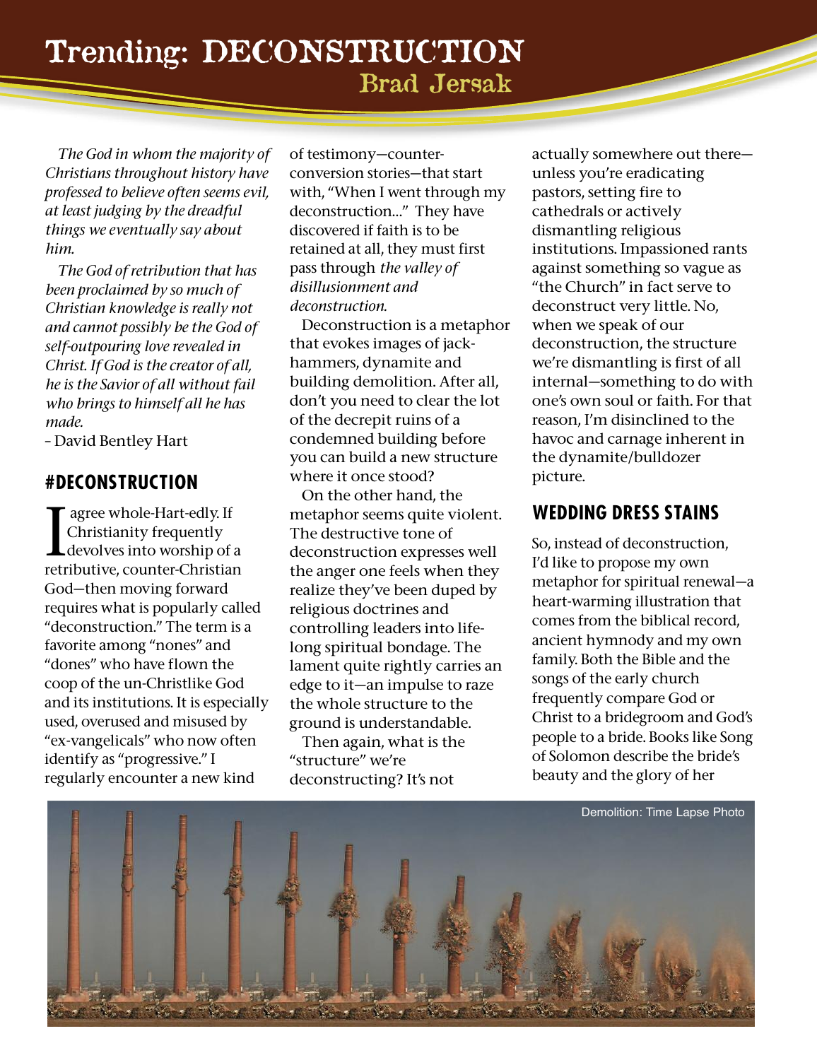# Trending: DECONSTRUCTION

## Brad Jersak

*The God in whom the majority of Christians throughout history have professed to believe often seems evil, at least judging by the dreadful things we eventually say about him.*

*The God of retribution that has been proclaimed by so much of Christian knowledge is really not and cannot possibly be the God of self-outpouring love revealed in Christ. If God is the creator of all, he is the Savior of all without fail who brings to himself all he has made.*

– David Bentley Hart

## #DECONSTRUCTION

I agree whole-Hart-edly. If Christianity frequently devolves into worship of a retributive, counter-Christian God—then moving forward requires what is popularly called "deconstruction." The term is a favorite among "nones" and "dones" who have flown the coop of the un-Christlike God and its institutions. It is especially used, overused and misused by "ex-vangelicals" who now often identify as "progressive." I regularly encounter a new kind of testimony—counter-conversion stories—that start with, "When I went through my deconstruction..." They have discovered if faith is to be retained at all, they must first pass through *the valley of disillusionment and deconstruction.*

Deconstruction is a metaphor that evokes images of jack-hammers, dynamite and building demolition. After all, don't you need to clear the lot of the decrepit ruins of a condemned building before you can build a new structure where it once stood?

On the other hand, the metaphor seems quite violent. The destructive tone of deconstruction expresses well the anger one feels when they realize they've been duped by religious doctrines and controlling leaders into life-long spiritual bondage. The lament quite rightly carries an edge to it—an impulse to raze the whole structure to the ground is understandable.

Then again, what is the "structure" we're deconstructing? It's not actually somewhere out there—unless you're eradicating pastors, setting fire to cathedrals or actively dismantling religious institutions. Impassioned rants against something so vague as "the Church" in fact serve to deconstruct very little. No, when we speak of our deconstruction, the structure we're dismantling is first of all internal—something to do with one's own soul or faith. For that reason, I'm disinclined to the havoc and carnage inherent in the dynamite/bulldozer picture.

## WEDDING DRESS STAINS

So, instead of deconstruction, I'd like to propose my own metaphor for spiritual renewal—a heart-warming illustration that comes from the biblical record, ancient hymnody and my own family. Both the Bible and the songs of the early church frequently compare God or Christ to a bridegroom and God's people to a bride. Books like Song of Solomon describe the bride's beauty and the glory of her

Demolition: Time Lapse Photo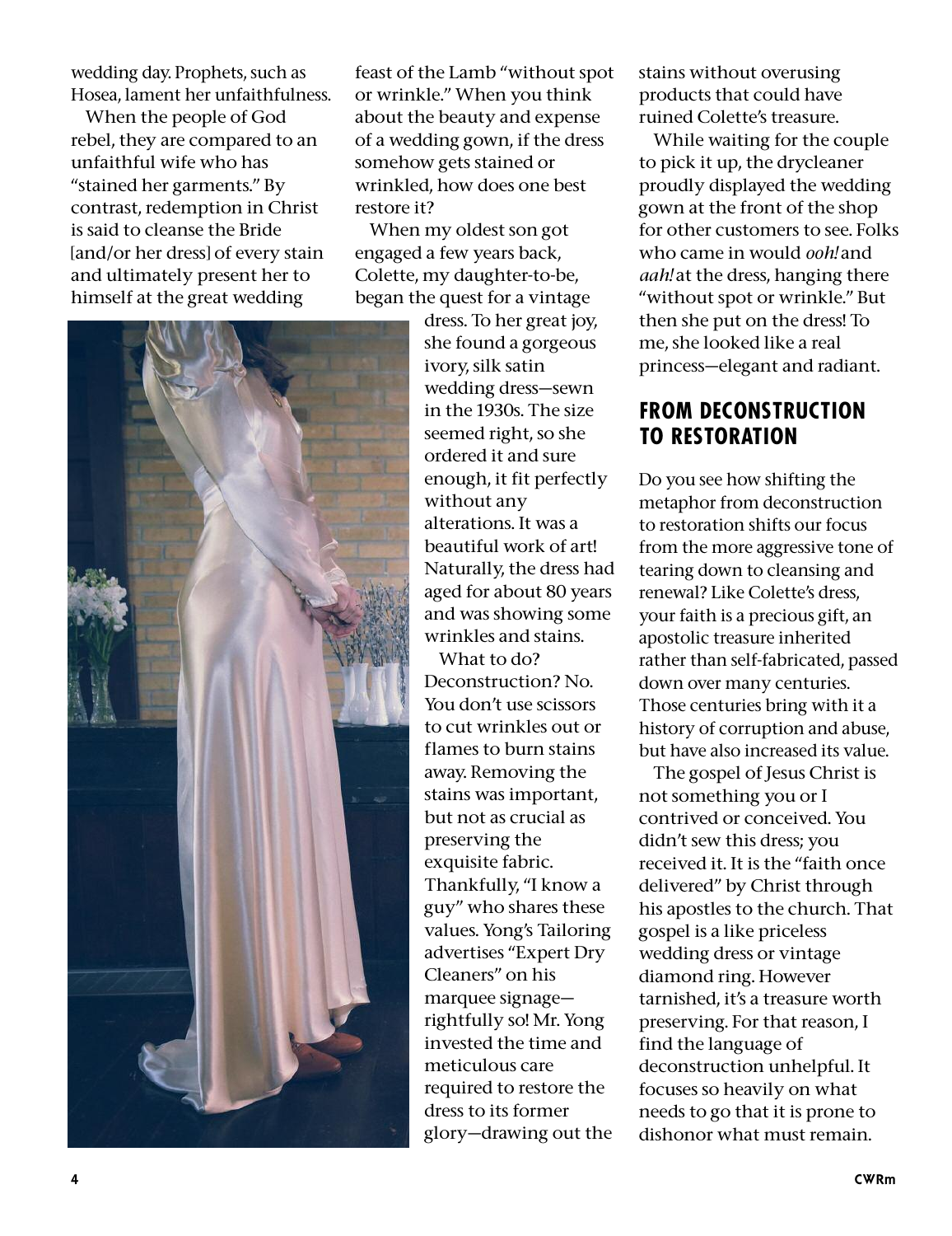wedding day. Prophets, such as Hosea, lament her unfaithfulness.

When the people of God rebel, they are compared to an unfaithful wife who has "stained her garments." By contrast, redemption in Christ is said to cleanse the Bride [and/or her dress] of every stain and ultimately present her to himself at the great wedding feast of the Lamb "without spot or wrinkle." When you think about the beauty and expense of a wedding gown, if the dress somehow gets stained or wrinkled, how does one best restore it?

When my oldest son got engaged a few years back, Colette, my daughter-to-be, began the quest for a vintage dress. To her great joy, she found a gorgeous ivory, silk satin wedding dress—sewn in the 1930s. The size seemed right, so she ordered it and sure enough, it fit perfectly without any alterations. It was a beautiful work of art! Naturally, the dress had aged for about 80 years and was showing some wrinkles and stains.

What to do? Deconstruction? No. You don't use scissors to cut wrinkles out or flames to burn stains away. Removing the stains was important, but not as crucial as preserving the exquisite fabric. Thankfully, "I know a guy" who shares these values. Yong's Tailoring advertises "Expert Dry Cleaners" on his marquee signage—rightfully so! Mr. Yong invested the time and meticulous care required to restore the dress to its former glory—drawing out the stains without overusing products that could have ruined Colette's treasure.

While waiting for the couple to pick it up, the drycleaner proudly displayed the wedding gown at the front of the shop for other customers to see. Folks who came in would *ooh!* and *aah!* at the dress, hanging there "without spot or wrinkle." But then she put on the dress! To me, she looked like a real princess—elegant and radiant.

## FROM DECONSTRUCTION TO RESTORATION

Do you see how shifting the metaphor from deconstruction to restoration shifts our focus from the more aggressive tone of tearing down to cleansing and renewal? Like Colette's dress, your faith is a precious gift, an apostolic treasure inherited rather than self-fabricated, passed down over many centuries. Those centuries bring with it a history of corruption and abuse, but have also increased its value.

The gospel of Jesus Christ is not something you or I contrived or conceived. You didn't sew this dress; you received it. It is the "faith once delivered" by Christ through his apostles to the church. That gospel is a like priceless wedding dress or vintage diamond ring. However tarnished, it's a treasure worth preserving. For that reason, I find the language of deconstruction unhelpful. It focuses so heavily on what needs to go that it is prone to dishonor what must remain.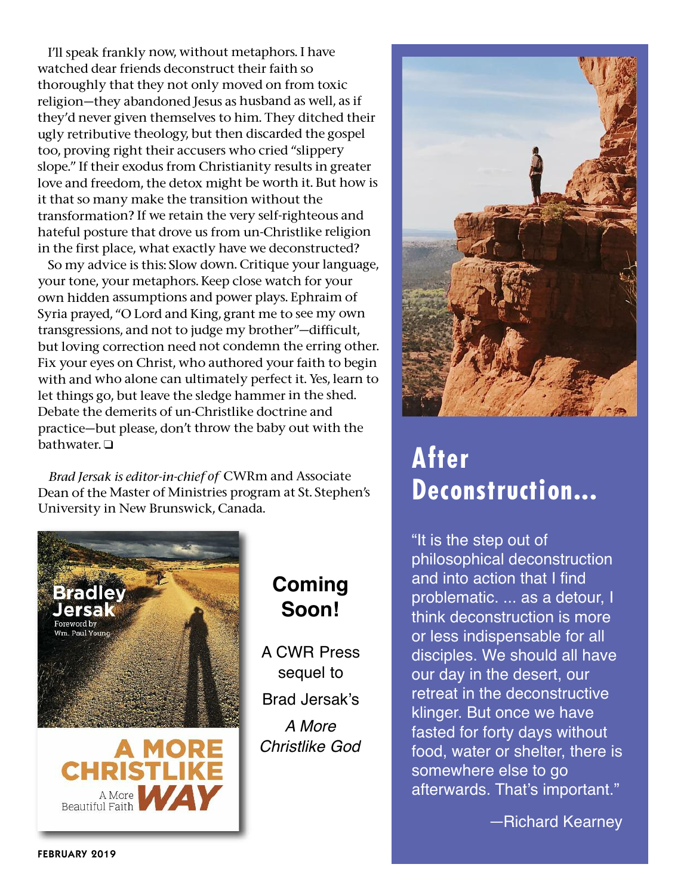I'll speak frankly now, without metaphors. I have watched dear friends deconstruct their faith so thoroughly that they not only moved on from toxic religion—they abandoned Jesus as husband as well, as if they'd never given themselves to him. They ditched their ugly retributive theology, but then discarded the gospel too, proving right their accusers who cried "slippery slope." If their exodus from Christianity results in greater love and freedom, the detox might be worth it. But how is it that so many make the transition without the transformation? If we retain the very self-righteous and hateful posture that drove us from un-Christlike religion in the first place, what exactly have we deconstructed?

So my advice is this: Slow down. Critique your language, your tone, your metaphors. Keep close watch for your own hidden assumptions and power plays. Ephraim of Syria prayed, "O Lord and King, grant me to see my own transgressions, and not to judge my brother"—difficult, but loving correction need not condemn the erring other. Fix your eyes on Christ, who authored your faith to begin with and who alone can ultimately perfect it. Yes, learn to let things go, but leave the sledge hammer in the shed. Debate the demerits of un-Christlike doctrine and practice—but please, don't throw the baby out with the bathwater. ❑

*Brad Jersak is editor-in-chief of* CWRm and Associate Dean of the Master of Ministries program at St. Stephen's University in New Brunswick, Canada.

Bradley Jersak
Foreword by Wm. Paul Young
A MORE CHRISTLIKE WAY
A More Beautiful Faith

**Coming Soon!**

A CWR Press sequel to Brad Jersak's *A More Christlike God*

## After Deconstruction...

"It is the step out of philosophical deconstruction and into action that I find problematic. ... as a detour, I think deconstruction is more or less indispensable for all disciples. We should all have our day in the desert, our retreat in the deconstructive klinger. But once we have fasted for forty days without food, water or shelter, there is somewhere else to go afterwards. That's important."

—Richard Kearney